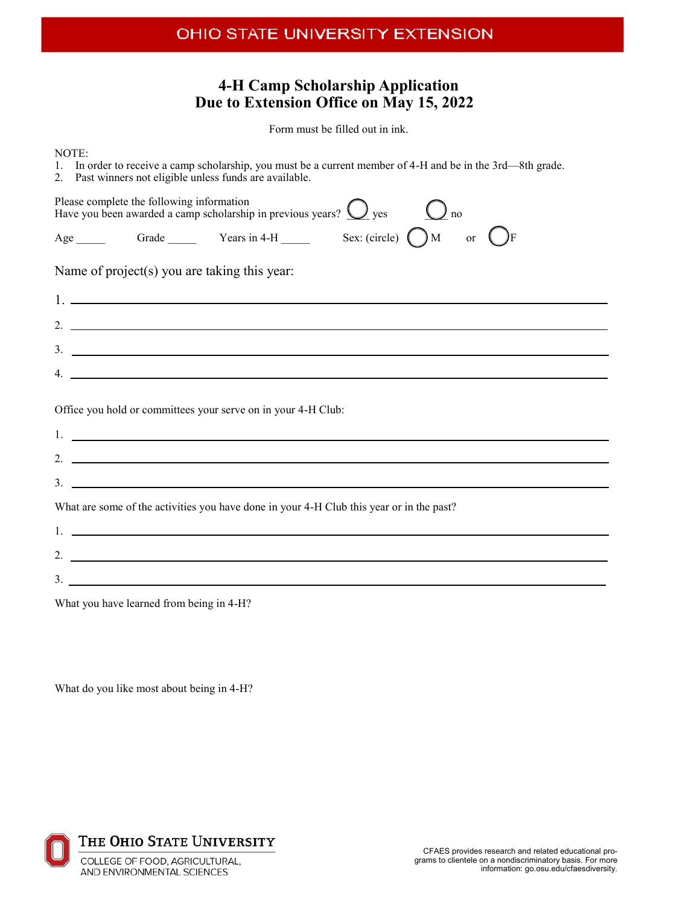OHIO STATE UNIVERSITY EXTENSION

# 4-H Camp Scholarship Application
# Due to Extension Office on May 15, 2022

Form must be filled out in ink.

NOTE:
1. In order to receive a camp scholarship, you must be a current member of 4-H and be in the 3rd—8th grade.
2. Past winners not eligible unless funds are available.

Please complete the following information
Have you been awarded a camp scholarship in previous years? ◯ yes ◯ no

Age _____ Grade _____ Years in 4-H _____ Sex: (circle) ◯ M or ◯ F

Name of project(s) you are taking this year:

1. ______________________________
2. ______________________________
3. ______________________________
4. ______________________________

Office you hold or committees your serve on in your 4-H Club:

1. ______________________________
2. ______________________________
3. ______________________________

What are some of the activities you have done in your 4-H Club this year or in the past?

1. ______________________________
2. ______________________________
3. ______________________________

What you have learned from being in 4-H?

What do you like most about being in 4-H?

THE OHIO STATE UNIVERSITY
COLLEGE OF FOOD, AGRICULTURAL, AND ENVIRONMENTAL SCIENCES

CFAES provides research and related educational programs to clientele on a nondiscriminatory basis. For more information: go.osu.edu/cfaesdiversity.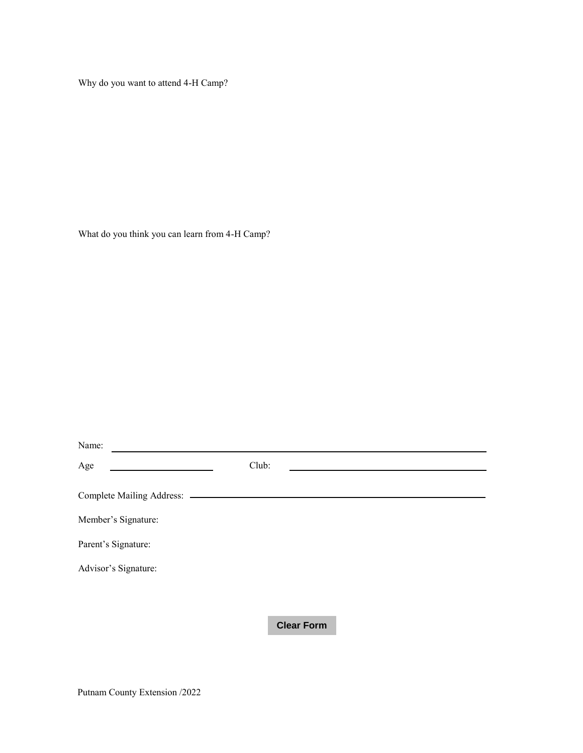Why do you want to attend 4-H Camp?

What do you think you can learn from 4-H Camp?

Name: ____________________________________________

Age ______________ Club: ______________________

Complete Mailing Address: ______________________________

Member's Signature:

Parent's Signature:

Advisor's Signature:

Clear Form

Putnam County Extension /2022